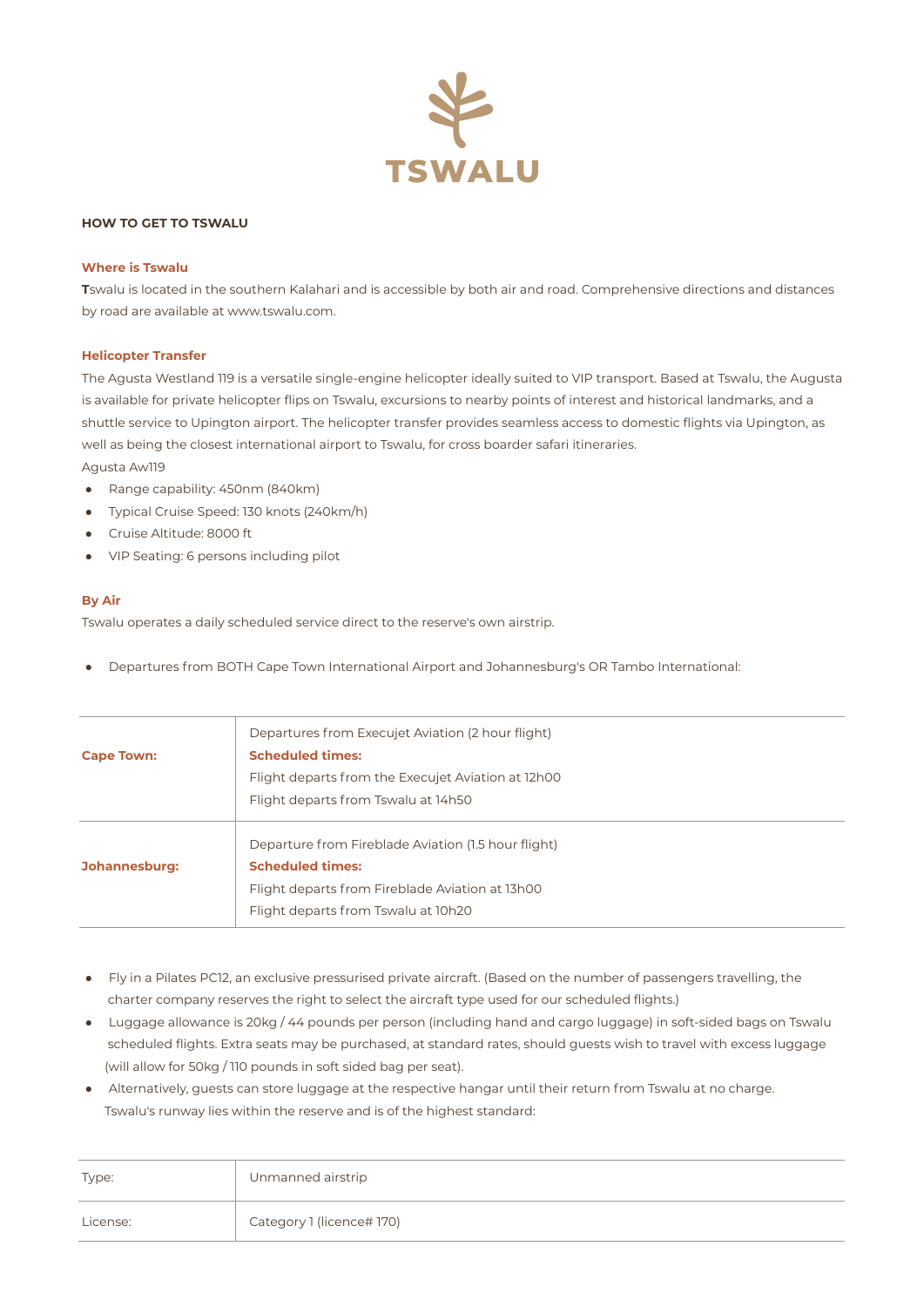TSWALU

## HOW TO GET TO TSWALU

### Where is Tswalu

**T**swalu is located in the southern Kalahari and is accessible by both air and road. Comprehensive directions and distances by road are available at www.tswalu.com.

### Helicopter Transfer

The Agusta Westland 119 is a versatile single-engine helicopter ideally suited to VIP transport. Based at Tswalu, the Augusta is available for private helicopter flips on Tswalu, excursions to nearby points of interest and historical landmarks, and a shuttle service to Upington airport. The helicopter transfer provides seamless access to domestic flights via Upington, as well as being the closest international airport to Tswalu, for cross boarder safari itineraries.

Agusta Aw119

- Range capability: 450nm (840km)
- Typical Cruise Speed: 130 knots (240km/h)
- Cruise Altitude: 8000 ft
- VIP Seating: 6 persons including pilot

### By Air

Tswalu operates a daily scheduled service direct to the reserve's own airstrip.

- Departures from BOTH Cape Town International Airport and Johannesburg's OR Tambo International:

| | |
|---|---|
| **Cape Town:** | Departures from Execujet Aviation (2 hour flight)<br>**Scheduled times:**<br>Flight departs from the Execujet Aviation at 12h00<br>Flight departs from Tswalu at 14h50 |
| **Johannesburg:** | Departure from Fireblade Aviation (1.5 hour flight)<br>**Scheduled times:**<br>Flight departs from Fireblade Aviation at 13h00<br>Flight departs from Tswalu at 10h20 |

- Fly in a Pilates PC12, an exclusive pressurised private aircraft. (Based on the number of passengers travelling, the charter company reserves the right to select the aircraft type used for our scheduled flights.)
- Luggage allowance is 20kg / 44 pounds per person (including hand and cargo luggage) in soft-sided bags on Tswalu scheduled flights. Extra seats may be purchased, at standard rates, should guests wish to travel with excess luggage (will allow for 50kg / 110 pounds in soft sided bag per seat).
- Alternatively, guests can store luggage at the respective hangar until their return from Tswalu at no charge.

Tswalu's runway lies within the reserve and is of the highest standard:

| | |
|---|---|
| Type: | Unmanned airstrip |
| License: | Category 1 (licence# 170) |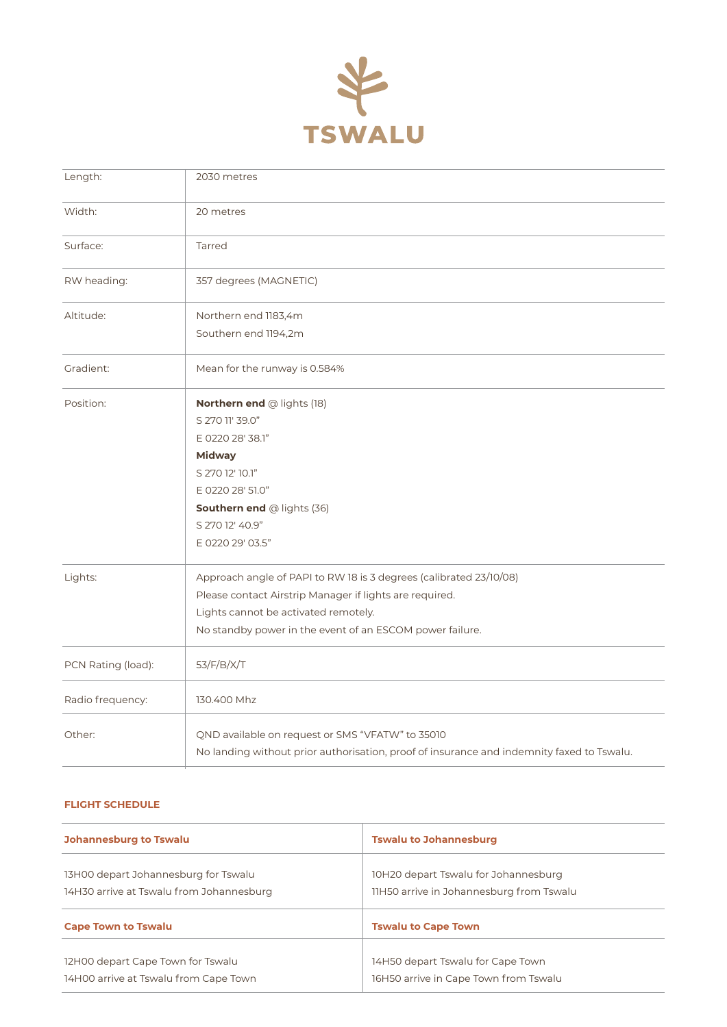# TSWALU

| | |
|---|---|
| Length: | 2030 metres |
| Width: | 20 metres |
| Surface: | Tarred |
| RW heading: | 357 degrees (MAGNETIC) |
| Altitude: | Northern end 1183,4m<br>Southern end 1194,2m |
| Gradient: | Mean for the runway is 0.584% |
| Position: | **Northern end** @ lights (18)<br>S 270 11' 39.0"<br>E 0220 28' 38.1"<br>**Midway**<br>S 270 12' 10.1"<br>E 0220 28' 51.0"<br>**Southern end** @ lights (36)<br>S 270 12' 40.9"<br>E 0220 29' 03.5" |
| Lights: | Approach angle of PAPI to RW 18 is 3 degrees (calibrated 23/10/08)<br>Please contact Airstrip Manager if lights are required.<br>Lights cannot be activated remotely.<br>No standby power in the event of an ESCOM power failure. |
| PCN Rating (load): | 53/F/B/X/T |
| Radio frequency: | 130.400 Mhz |
| Other: | QND available on request or SMS "VFATW" to 35010<br>No landing without prior authorisation, proof of insurance and indemnity faxed to Tswalu. |

## FLIGHT SCHEDULE

| Johannesburg to Tswalu | Tswalu to Johannesburg |
|---|---|
| 13H00 depart Johannesburg for Tswalu<br>14H30 arrive at Tswalu from Johannesburg | 10H20 depart Tswalu for Johannesburg<br>11H50 arrive in Johannesburg from Tswalu |
| **Cape Town to Tswalu** | **Tswalu to Cape Town** |
| 12H00 depart Cape Town for Tswalu<br>14H00 arrive at Tswalu from Cape Town | 14H50 depart Tswalu for Cape Town<br>16H50 arrive in Cape Town from Tswalu |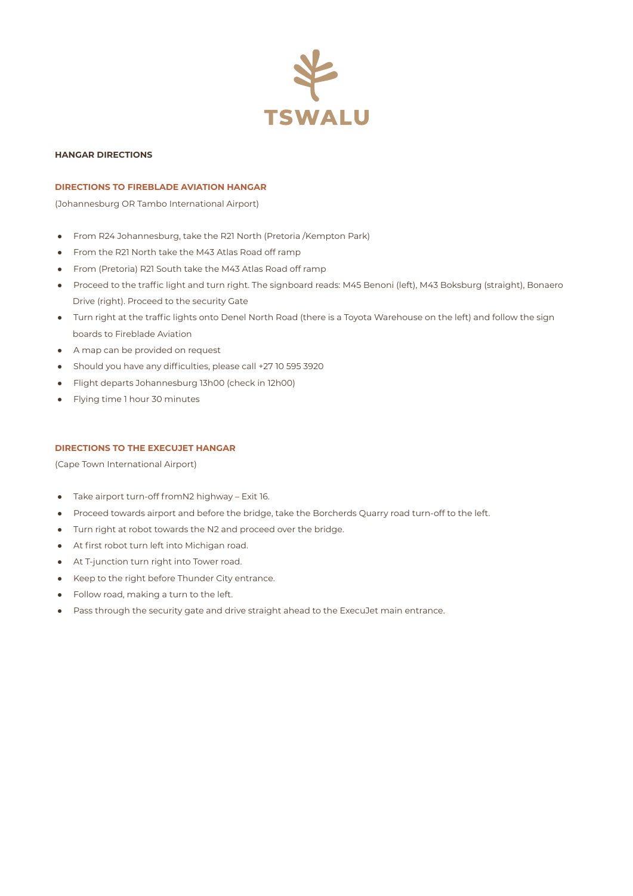TSWALU

**HANGAR DIRECTIONS**

## DIRECTIONS TO FIREBLADE AVIATION HANGAR

(Johannesburg OR Tambo International Airport)

- From R24 Johannesburg, take the R21 North (Pretoria /Kempton Park)
- From the R21 North take the M43 Atlas Road off ramp
- From (Pretoria) R21 South take the M43 Atlas Road off ramp
- Proceed to the traffic light and turn right. The signboard reads: M45 Benoni (left), M43 Boksburg (straight), Bonaero Drive (right). Proceed to the security Gate
- Turn right at the traffic lights onto Denel North Road (there is a Toyota Warehouse on the left) and follow the sign boards to Fireblade Aviation
- A map can be provided on request
- Should you have any difficulties, please call +27 10 595 3920
- Flight departs Johannesburg 13h00 (check in 12h00)
- Flying time 1 hour 30 minutes

## DIRECTIONS TO THE EXECUJET HANGAR

(Cape Town International Airport)

- Take airport turn-off fromN2 highway – Exit 16.
- Proceed towards airport and before the bridge, take the Borcherds Quarry road turn-off to the left.
- Turn right at robot towards the N2 and proceed over the bridge.
- At first robot turn left into Michigan road.
- At T-junction turn right into Tower road.
- Keep to the right before Thunder City entrance.
- Follow road, making a turn to the left.
- Pass through the security gate and drive straight ahead to the ExecuJet main entrance.